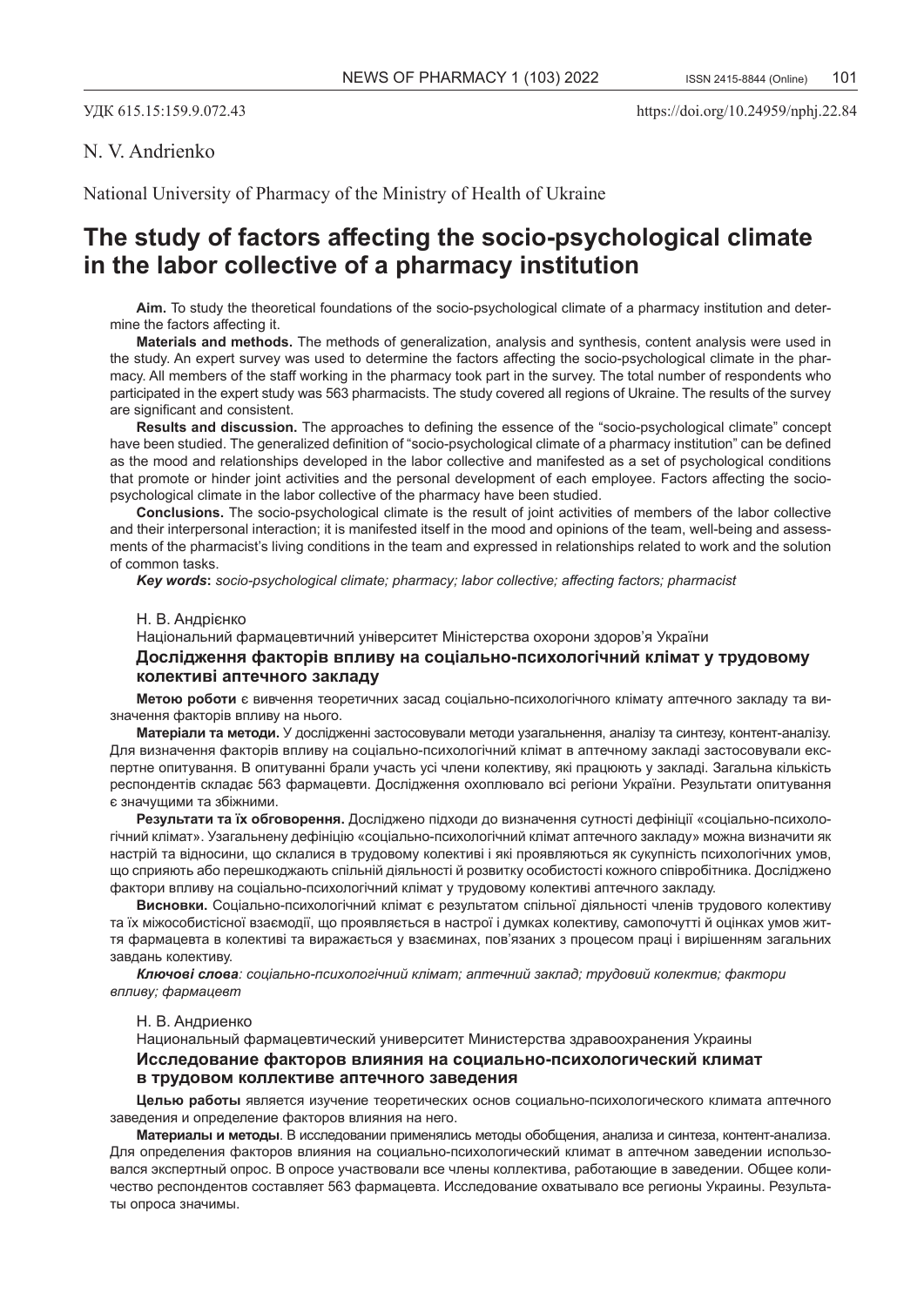УДК 615.15:159.9.072.43

https://doi.org/10.24959/nphj.22.84

N. V. Andrienko

National University of Pharmacy of the Ministry of Health of Ukraine

# The study of factors affecting the socio-psychological climate in the labor collective of a pharmacy institution

**Aim.** To study the theoretical foundations of the socio-psychological climate of a pharmacy institution and determine the factors affecting it.

**Materials and methods.** The methods of generalization, analysis and synthesis, content analysis were used in the study. An expert survey was used to determine the factors affecting the socio-psychological climate in the pharmacy. All members of the staff working in the pharmacy took part in the survey. The total number of respondents who participated in the expert study was 563 pharmacists. The study covered all regions of Ukraine. The results of the survey are significant and consistent.

**Results and discussion.** The approaches to defining the essence of the "socio-psychological climate" concept have been studied. The generalized definition of "socio-psychological climate of a pharmacy institution" can be defined as the mood and relationships developed in the labor collective and manifested as a set of psychological conditions that promote or hinder joint activities and the personal development of each employee. Factors affecting the socio-psychological climate in the labor collective of the pharmacy have been studied.

**Conclusions.** The socio-psychological climate is the result of joint activities of members of the labor collective and their interpersonal interaction; it is manifested itself in the mood and opinions of the team, well-being and assessments of the pharmacist's living conditions in the team and expressed in relationships related to work and the solution of common tasks.

***Key words**: socio-psychological climate; pharmacy; labor collective; affecting factors; pharmacist*

Н. В. Андрієнко

Національний фармацевтичний університет Міністерства охорони здоров'я України

### Дослідження факторів впливу на соціально-психологічний клімат у трудовому колективі аптечного закладу

**Метою роботи** є вивчення теоретичних засад соціально-психологічного клімату аптечного закладу та визначення факторів впливу на нього.

**Матеріали та методи.** У дослідженні застосовували методи узагальнення, аналізу та синтезу, контент-аналізу. Для визначення факторів впливу на соціально-психологічний клімат в аптечному закладі застосовували експертне опитування. В опитуванні брали участь усі члени колективу, які працюють у закладі. Загальна кількість респондентів складає 563 фармацевти. Дослідження охоплювало всі регіони України. Результати опитування є значущими та збіжними.

**Результати та їх обговорення.** Досліджено підходи до визначення сутності дефініції «соціально-психологічний клімат». Узагальнену дефініцію «соціально-психологічний клімат аптечного закладу» можна визначити як настрій та відносини, що склалися в трудовому колективі і які проявляються як сукупність психологічних умов, що сприяють або перешкоджають спільній діяльності й розвитку особистості кожного співробітника. Досліджено фактори впливу на соціально-психологічний клімат у трудовому колективі аптечного закладу.

**Висновки.** Соціально-психологічний клімат є результатом спільної діяльності членів трудового колективу та їх міжособистісної взаємодії, що проявляється в настрої і думках колективу, самопочутті й оцінках умов життя фармацевта в колективі та виражається у взаєминах, пов'язаних з процесом праці і вирішенням загальних завдань колективу.

***Ключові слова**: соціально-психологічний клімат; аптечний заклад; трудовий колектив; фактори впливу; фармацевт*

Н. В. Андриенко

Национальный фармацевтический университет Министерства здравоохранения Украины

### Исследование факторов влияния на социально-психологический климат в трудовом коллективе аптечного заведения

**Целью работы** является изучение теоретических основ социально-психологического климата аптечного заведения и определение факторов влияния на него.

**Материалы и методы**. В исследовании применялись методы обобщения, анализа и синтеза, контент-анализа. Для определения факторов влияния на социально-психологический климат в аптечном заведении использовался экспертный опрос. В опросе участвовали все члены коллектива, работающие в заведении. Общее количество респондентов составляет 563 фармацевта. Исследование охватывало все регионы Украины. Результаты опроса значимы.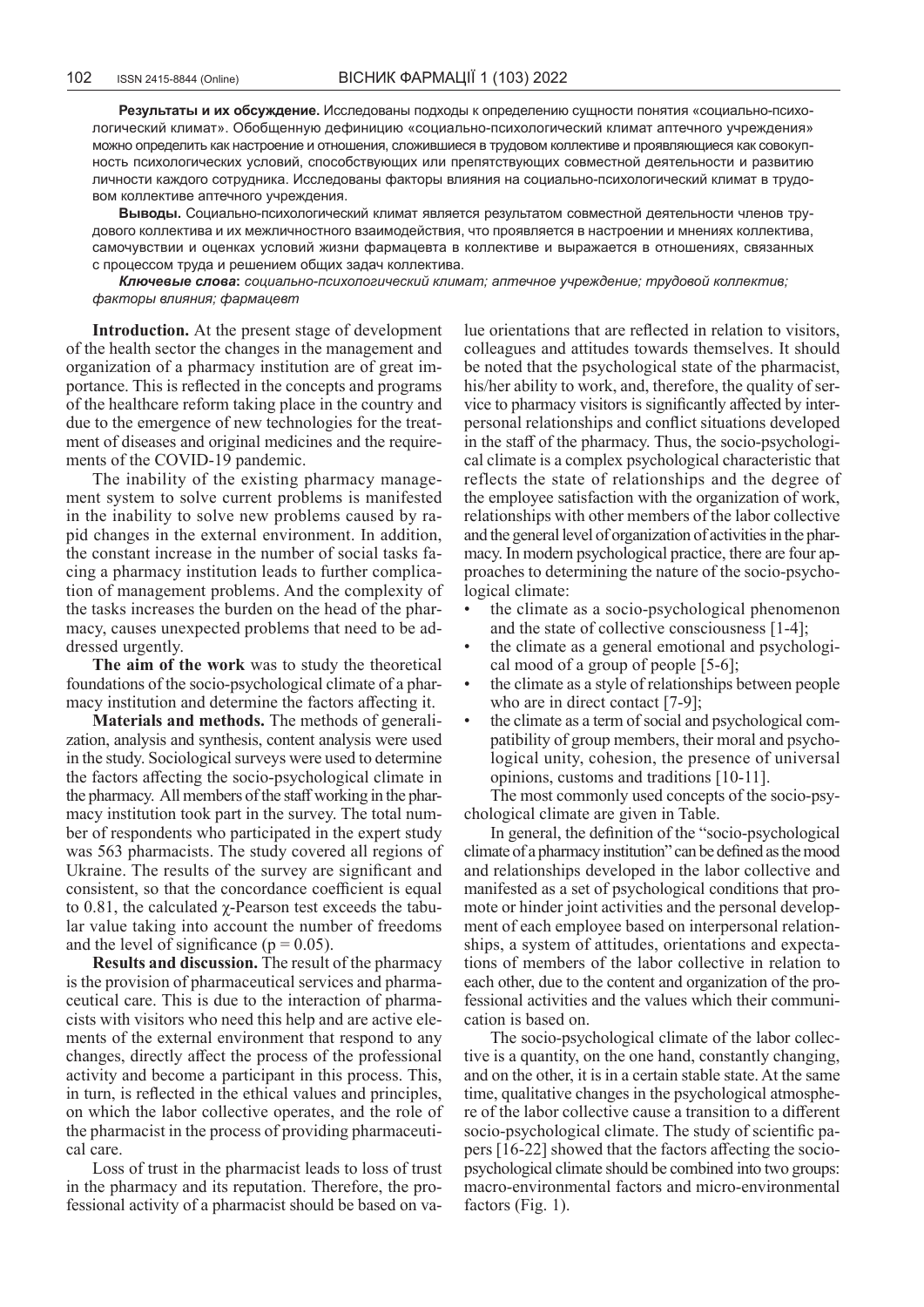**Результаты и их обсуждение.** Исследованы подходы к определению сущности понятия «социально-психологический климат». Обобщенную дефиницию «социально-психологический климат аптечного учреждения» можно определить как настроение и отношения, сложившиеся в трудовом коллективе и проявляющиеся как совокупность психологических условий, способствующих или препятствующих совместной деятельности и развитию личности каждого сотрудника. Исследованы факторы влияния на социально-психологический климат в трудовом коллективе аптечного учреждения.

**Выводы.** Социально-психологический климат является результатом совместной деятельности членов трудового коллектива и их межличностного взаимодействия, что проявляется в настроении и мнениях коллектива, самочувствии и оценках условий жизни фармацевта в коллективе и выражается в отношениях, связанных с процессом труда и решением общих задач коллектива.

***Ключевые слова:*** *социально-психологический климат; аптечное учреждение; трудовой коллектив; факторы влияния; фармацевт*

**Introduction.** At the present stage of development of the health sector the changes in the management and organization of a pharmacy institution are of great importance. This is reflected in the concepts and programs of the healthcare reform taking place in the country and due to the emergence of new technologies for the treatment of diseases and original medicines and the requirements of the COVID-19 pandemic.

The inability of the existing pharmacy management system to solve current problems is manifested in the inability to solve new problems caused by rapid changes in the external environment. In addition, the constant increase in the number of social tasks facing a pharmacy institution leads to further complication of management problems. And the complexity of the tasks increases the burden on the head of the pharmacy, causes unexpected problems that need to be addressed urgently.

**The aim of the work** was to study the theoretical foundations of the socio-psychological climate of a pharmacy institution and determine the factors affecting it.

**Materials and methods.** The methods of generalization, analysis and synthesis, content analysis were used in the study. Sociological surveys were used to determine the factors affecting the socio-psychological climate in the pharmacy. All members of the staff working in the pharmacy institution took part in the survey. The total number of respondents who participated in the expert study was 563 pharmacists. The study covered all regions of Ukraine. The results of the survey are significant and consistent, so that the concordance coefficient is equal to 0.81, the calculated $\chi$-Pearson test exceeds the tabular value taking into account the number of freedoms and the level of significance ($p = 0.05$).

**Results and discussion.** The result of the pharmacy is the provision of pharmaceutical services and pharmaceutical care. This is due to the interaction of pharmacists with visitors who need this help and are active elements of the external environment that respond to any changes, directly affect the process of the professional activity and become a participant in this process. This, in turn, is reflected in the ethical values and principles, on which the labor collective operates, and the role of the pharmacist in the process of providing pharmaceutical care.

Loss of trust in the pharmacist leads to loss of trust in the pharmacy and its reputation. Therefore, the professional activity of a pharmacist should be based on value orientations that are reflected in relation to visitors, colleagues and attitudes towards themselves. It should be noted that the psychological state of the pharmacist, his/her ability to work, and, therefore, the quality of service to pharmacy visitors is significantly affected by interpersonal relationships and conflict situations developed in the staff of the pharmacy. Thus, the socio-psychological climate is a complex psychological characteristic that reflects the state of relationships and the degree of the employee satisfaction with the organization of work, relationships with other members of the labor collective and the general level of organization of activities in the pharmacy. In modern psychological practice, there are four approaches to determining the nature of the socio-psychological climate:

- the climate as a socio-psychological phenomenon and the state of collective consciousness [1-4];
- the climate as a general emotional and psychological mood of a group of people [5-6];
- the climate as a style of relationships between people who are in direct contact [7-9];
- the climate as a term of social and psychological compatibility of group members, their moral and psychological unity, cohesion, the presence of universal opinions, customs and traditions [10-11].

The most commonly used concepts of the socio-psychological climate are given in Table.

In general, the definition of the "socio-psychological climate of a pharmacy institution" can be defined as the mood and relationships developed in the labor collective and manifested as a set of psychological conditions that promote or hinder joint activities and the personal development of each employee based on interpersonal relationships, a system of attitudes, orientations and expectations of members of the labor collective in relation to each other, due to the content and organization of the professional activities and the values which their communication is based on.

The socio-psychological climate of the labor collective is a quantity, on the one hand, constantly changing, and on the other, it is in a certain stable state. At the same time, qualitative changes in the psychological atmosphere of the labor collective cause a transition to a different socio-psychological climate. The study of scientific papers [16-22] showed that the factors affecting the socio-psychological climate should be combined into two groups: macro-environmental factors and micro-environmental factors (Fig. 1).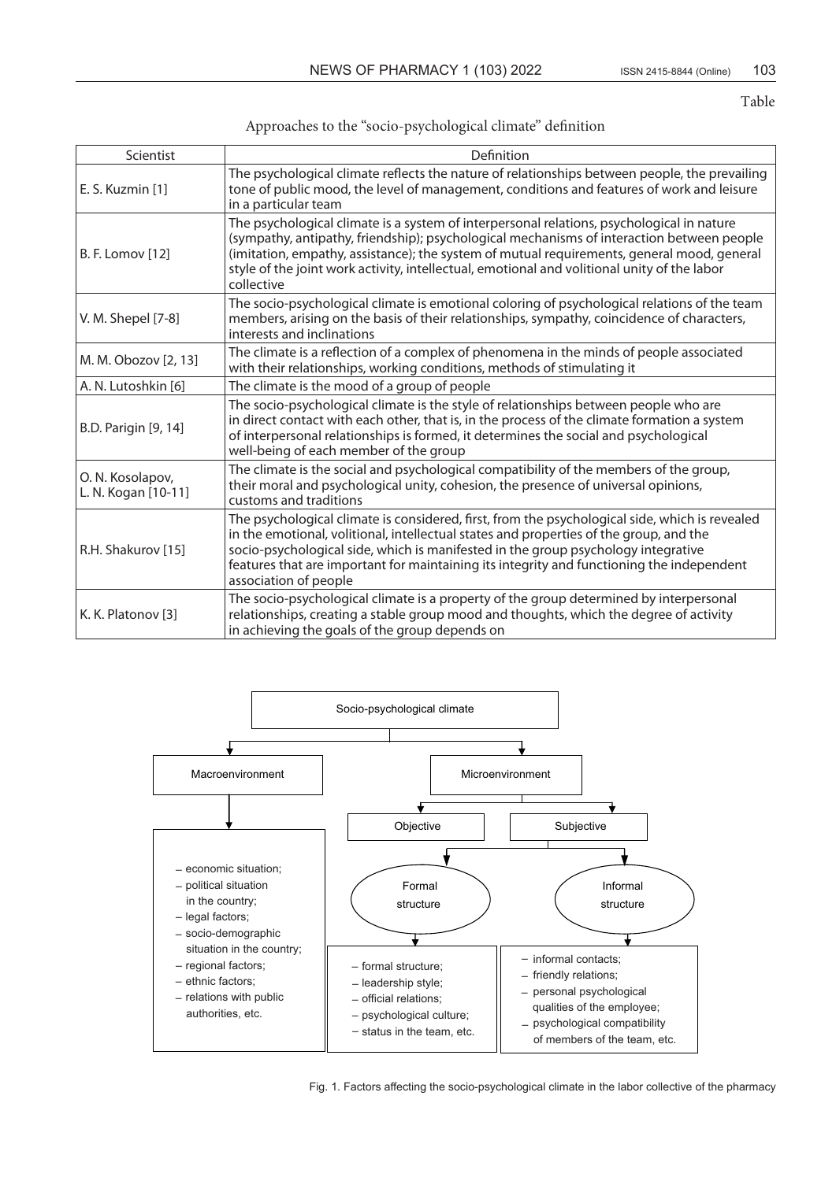Table

Approaches to the "socio-psychological climate" definition

| Scientist | Definition |
|---|---|
| E. S. Kuzmin [1] | The psychological climate reflects the nature of relationships between people, the prevailing tone of public mood, the level of management, conditions and features of work and leisure in a particular team |
| B. F. Lomov [12] | The psychological climate is a system of interpersonal relations, psychological in nature (sympathy, antipathy, friendship); psychological mechanisms of interaction between people (imitation, empathy, assistance); the system of mutual requirements, general mood, general style of the joint work activity, intellectual, emotional and volitional unity of the labor collective |
| V. M. Shepel [7-8] | The socio-psychological climate is emotional coloring of psychological relations of the team members, arising on the basis of their relationships, sympathy, coincidence of characters, interests and inclinations |
| M. M. Obozov [2, 13] | The climate is a reflection of a complex of phenomena in the minds of people associated with their relationships, working conditions, methods of stimulating it |
| A. N. Lutoshkin [6] | The climate is the mood of a group of people |
| B.D. Parigin [9, 14] | The socio-psychological climate is the style of relationships between people who are in direct contact with each other, that is, in the process of the climate formation a system of interpersonal relationships is formed, it determines the social and psychological well-being of each member of the group |
| O. N. Kosolapov, L. N. Kogan [10-11] | The climate is the social and psychological compatibility of the members of the group, their moral and psychological unity, cohesion, the presence of universal opinions, customs and traditions |
| R.H. Shakurov [15] | The psychological climate is considered, first, from the psychological side, which is revealed in the emotional, volitional, intellectual states and properties of the group, and the socio-psychological side, which is manifested in the group psychology integrative features that are important for maintaining its integrity and functioning the independent association of people |
| K. K. Platonov [3] | The socio-psychological climate is a property of the group determined by interpersonal relationships, creating a stable group mood and thoughts, which the degree of activity in achieving the goals of the group depends on |

Socio-psychological climate

- Macroenvironment
  - economic situation;
  - political situation in the country;
  - legal factors;
  - socio-demographic situation in the country;
  - regional factors;
  - ethnic factors;
  - relations with public authorities, etc.
- Microenvironment
  - Objective
  - Subjective
    - Formal structure
      - formal structure;
      - leadership style;
      - official relations;
      - psychological culture;
      - status in the team, etc.
    - Informal structure
      - informal contacts;
      - friendly relations;
      - personal psychological qualities of the employee;
      - psychological compatibility of members of the team, etc.

Fig. 1. Factors affecting the socio-psychological climate in the labor collective of the pharmacy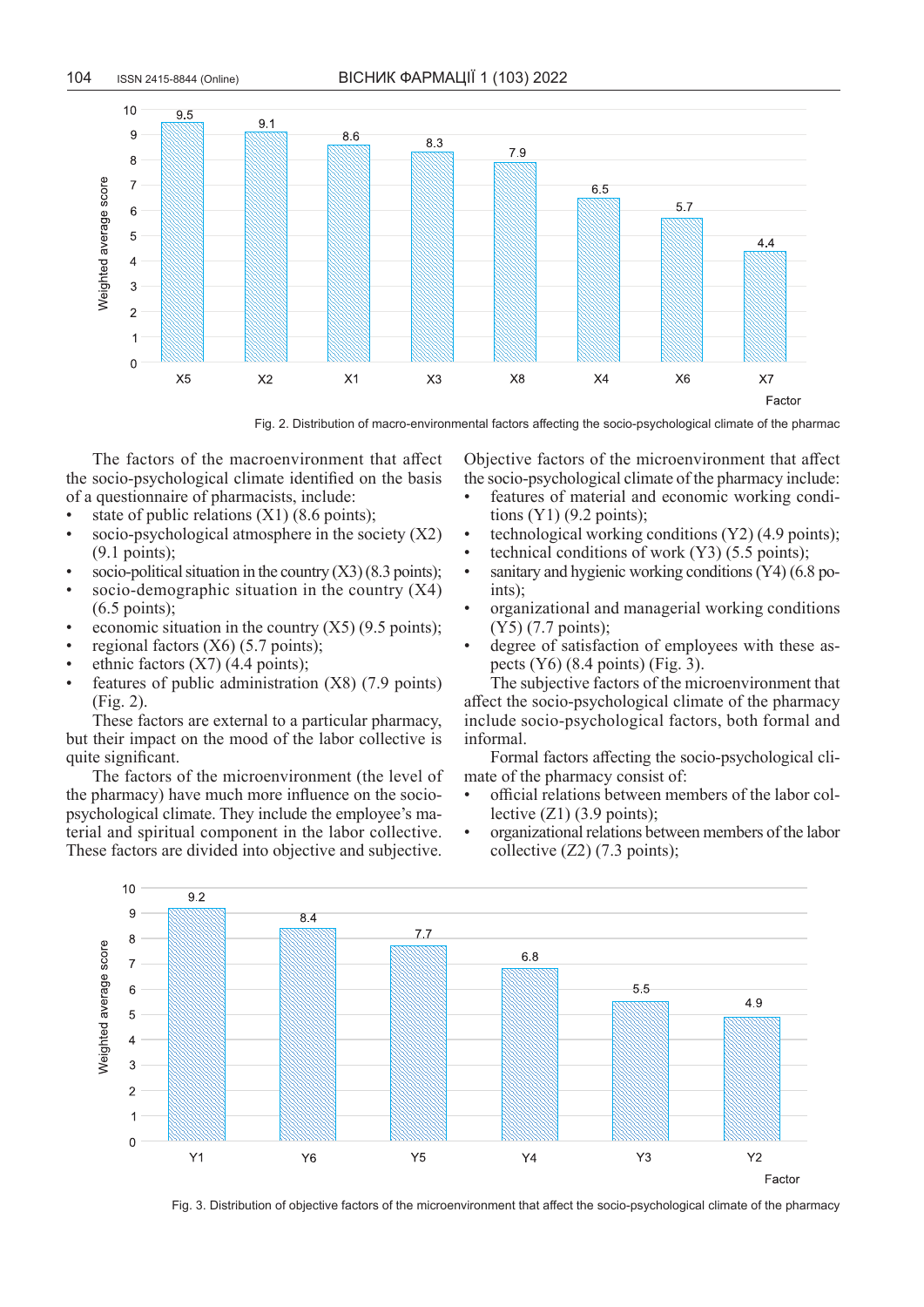Fig. 2. Distribution of macro-environmental factors affecting the socio-psychological climate of the pharmac

The factors of the macroenvironment that affect the socio-psychological climate identified on the basis of a questionnaire of pharmacists, include:

- state of public relations (X1) (8.6 points);
- socio-psychological atmosphere in the society (X2) (9.1 points);
- socio-political situation in the country (X3) (8.3 points);
- socio-demographic situation in the country (X4) (6.5 points);
- economic situation in the country (X5) (9.5 points);
- regional factors (X6) (5.7 points);
- ethnic factors (X7) (4.4 points);
- features of public administration (X8) (7.9 points) (Fig. 2).

These factors are external to a particular pharmacy, but their impact on the mood of the labor collective is quite significant.

The factors of the microenvironment (the level of the pharmacy) have much more influence on the socio-psychological climate. They include the employee's material and spiritual component in the labor collective. These factors are divided into objective and subjective.

Objective factors of the microenvironment that affect the socio-psychological climate of the pharmacy include:

- features of material and economic working conditions (Y1) (9.2 points);
- technological working conditions (Y2) (4.9 points);
- technical conditions of work (Y3) (5.5 points);
- sanitary and hygienic working conditions (Y4) (6.8 points);
- organizational and managerial working conditions (Y5) (7.7 points);
- degree of satisfaction of employees with these aspects (Y6) (8.4 points) (Fig. 3).

The subjective factors of the microenvironment that affect the socio-psychological climate of the pharmacy include socio-psychological factors, both formal and informal.

Formal factors affecting the socio-psychological climate of the pharmacy consist of:

- official relations between members of the labor collective (Z1) (3.9 points);
- organizational relations between members of the labor collective (Z2) (7.3 points);

Fig. 3. Distribution of objective factors of the microenvironment that affect the socio-psychological climate of the pharmacy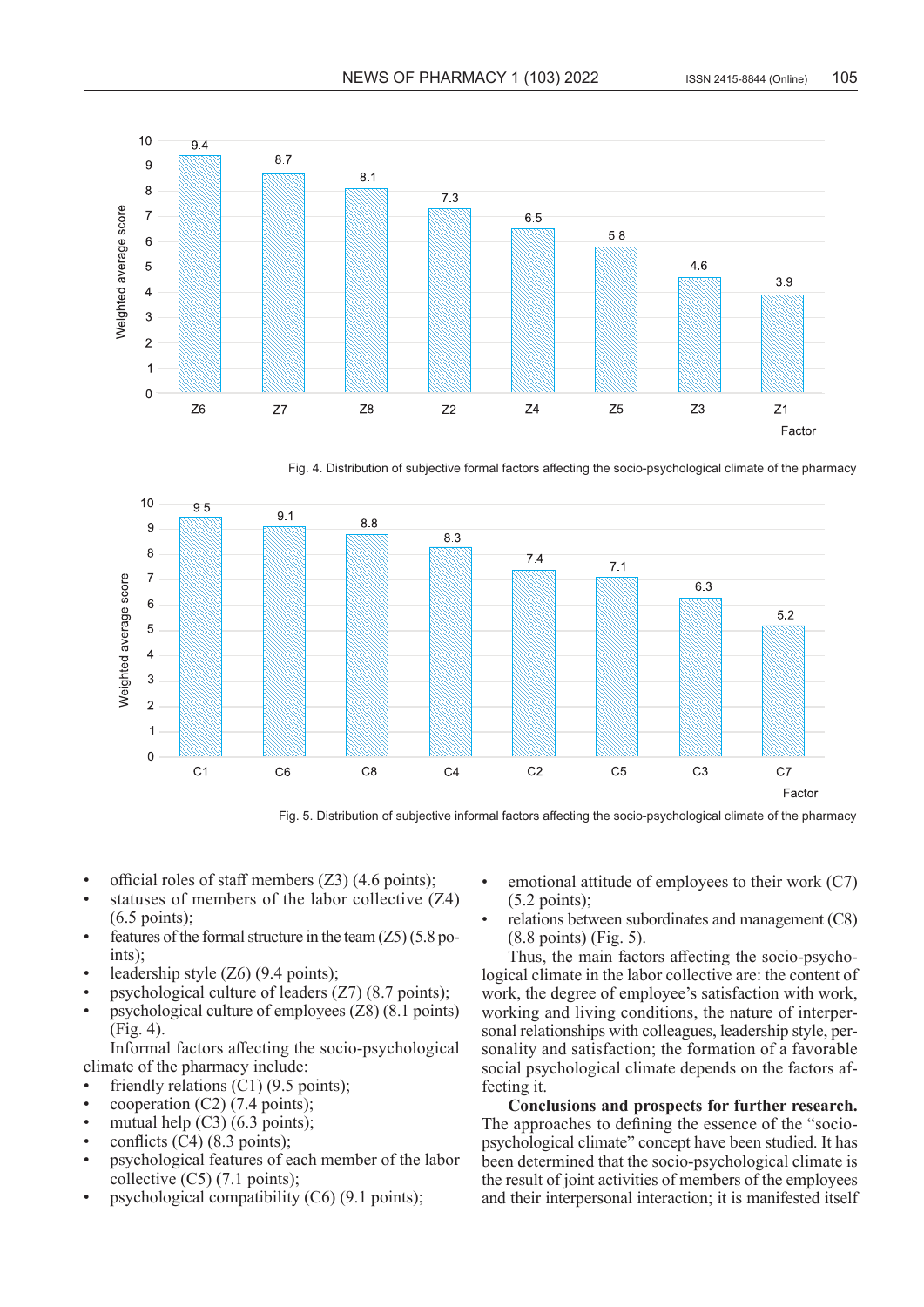Fig. 4. Distribution of subjective formal factors affecting the socio-psychological climate of the pharmacy

Fig. 5. Distribution of subjective informal factors affecting the socio-psychological climate of the pharmacy

- official roles of staff members (Z3) (4.6 points);
- statuses of members of the labor collective (Z4) (6.5 points);
- features of the formal structure in the team (Z5) (5.8 points);
- leadership style (Z6) (9.4 points);
- psychological culture of leaders (Z7) (8.7 points);
- psychological culture of employees (Z8) (8.1 points) (Fig. 4).

Informal factors affecting the socio-psychological climate of the pharmacy include:

- friendly relations (C1) (9.5 points);
- cooperation (C2) (7.4 points);
- mutual help (C3) (6.3 points);
- conflicts (C4) (8.3 points);
- psychological features of each member of the labor collective (C5) (7.1 points);
- psychological compatibility (C6) (9.1 points);
- emotional attitude of employees to their work (C7) (5.2 points);
- relations between subordinates and management (C8) (8.8 points) (Fig. 5).

Thus, the main factors affecting the socio-psychological climate in the labor collective are: the content of work, the degree of employee's satisfaction with work, working and living conditions, the nature of interpersonal relationships with colleagues, leadership style, personality and satisfaction; the formation of a favorable social psychological climate depends on the factors affecting it.

**Conclusions and prospects for further research.** The approaches to defining the essence of the "socio-psychological climate" concept have been studied. It has been determined that the socio-psychological climate is the result of joint activities of members of the employees and their interpersonal interaction; it is manifested itself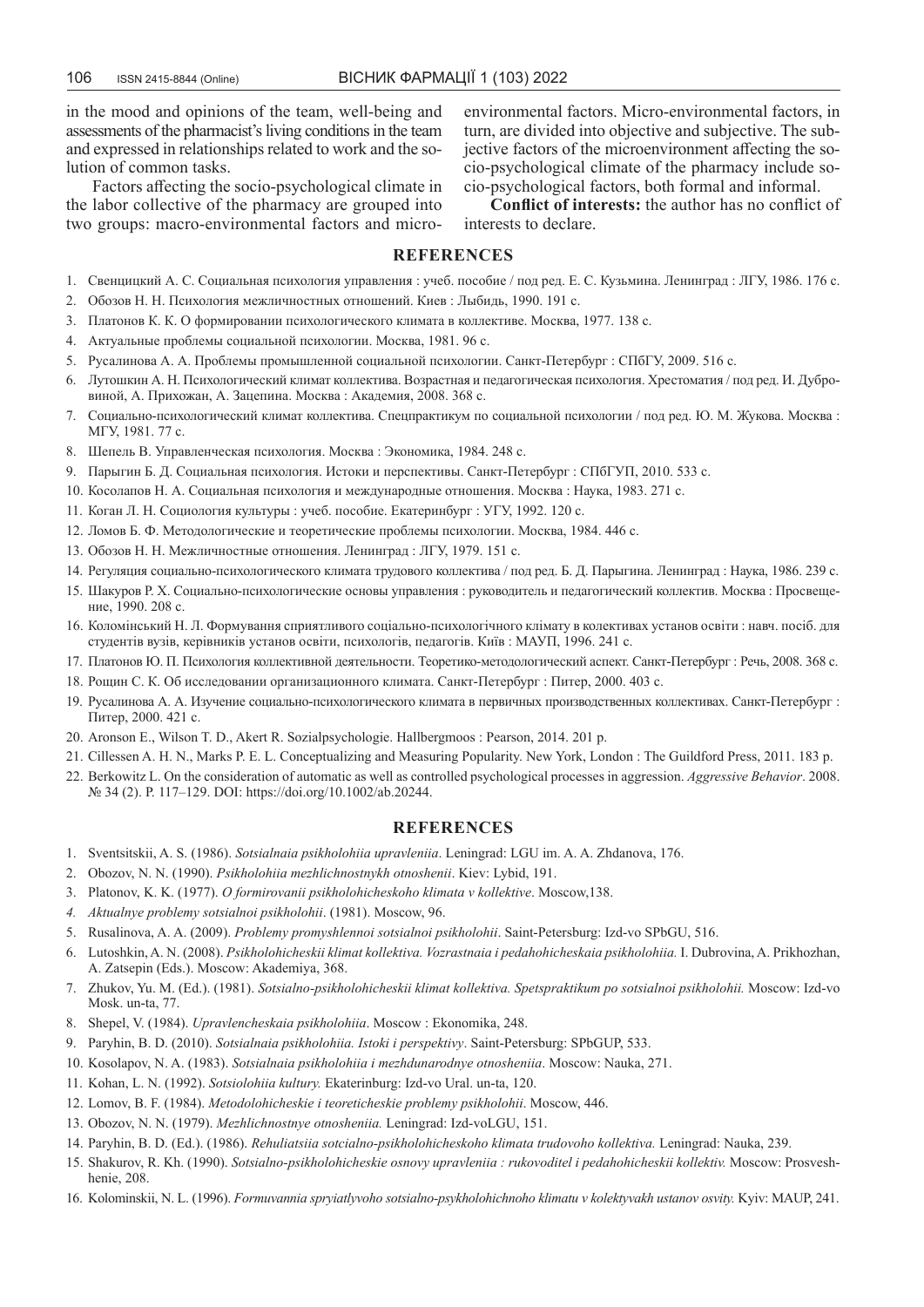in the mood and opinions of the team, well-being and assessments of the pharmacist's living conditions in the team and expressed in relationships related to work and the solution of common tasks.

Factors affecting the socio-psychological climate in the labor collective of the pharmacy are grouped into two groups: macro-environmental factors and micro-environmental factors. Micro-environmental factors, in turn, are divided into objective and subjective. The subjective factors of the microenvironment affecting the socio-psychological climate of the pharmacy include socio-psychological factors, both formal and informal.

**Conflict of interests:** the author has no conflict of interests to declare.

## REFERENCES

1. Свенцицкий А. С. Социальная психология управления : учеб. пособие / под ред. Е. С. Кузьмина. Ленинград : ЛГУ, 1986. 176 с.
2. Обозов Н. Н. Психология межличностных отношений. Киев : Лыбидь, 1990. 191 с.
3. Платонов К. К. О формировании психологического климата в коллективе. Москва, 1977. 138 с.
4. Актуальные проблемы социальной психологии. Москва, 1981. 96 с.
5. Русалинова А. А. Проблемы промышленной социальной психологии. Санкт-Петербург : СПбГУ, 2009. 516 с.
6. Лутошкин А. Н. Психологический климат коллектива. Возрастная и педагогическая психология. Хрестоматия / под ред. И. Дубровиной, А. Прихожан, А. Зацепина. Москва : Академия, 2008. 368 с.
7. Социально-психологический климат коллектива. Спецпрактикум по социальной психологии / под ред. Ю. М. Жукова. Москва : МГУ, 1981. 77 с.
8. Шепель В. Управленческая психология. Москва : Экономика, 1984. 248 с.
9. Парыгин Б. Д. Социальная психология. Истоки и перспективы. Санкт-Петербург : СПбГУП, 2010. 533 с.
10. Косолапов Н. А. Социальная психология и международные отношения. Москва : Наука, 1983. 271 с.
11. Коган Л. Н. Социология культуры : учеб. пособие. Екатеринбург : УГУ, 1992. 120 с.
12. Ломов Б. Ф. Методологические и теоретические проблемы психологии. Москва, 1984. 446 с.
13. Обозов Н. Н. Межличностные отношения. Ленинград : ЛГУ, 1979. 151 с.
14. Регуляция социально-психологического климата трудового коллектива / под ред. Б. Д. Парыгина. Ленинград : Наука, 1986. 239 с.
15. Шакуров Р. Х. Социально-психологические основы управления : руководитель и педагогический коллектив. Москва : Просвещение, 1990. 208 с.
16. Коломінський Н. Л. Формування сприятливого соціально-психологічного клімату в колективах установ освіти : навч. посіб. для студентів вузів, керівників установ освіти, психологів, педагогів. Київ : МАУП, 1996. 241 с.
17. Платонов Ю. П. Психология коллективной деятельности. Теоретико-методологический аспект. Санкт-Петербург : Речь, 2008. 368 с.
18. Рощин С. К. Об исследовании организационного климата. Санкт-Петербург : Питер, 2000. 403 с.
19. Русалинова А. А. Изучение социально-психологического климата в первичных производственных коллективах. Санкт-Петербург : Питер, 2000. 421 с.
20. Aronson E., Wilson T. D., Akert R. Sozialpsychologie. Hallbergmoos : Pearson, 2014. 201 p.
21. Cillessen A. H. N., Marks P. E. L. Conceptualizing and Measuring Popularity. New York, London : The Guildford Press, 2011. 183 p.
22. Berkowitz L. On the consideration of automatic as well as controlled psychological processes in aggression. *Aggressive Behavior*. 2008. № 34 (2). P. 117–129. DOI: https://doi.org/10.1002/ab.20244.

## REFERENCES

1. Sventsitskii, A. S. (1986). *Sotsialnaia psikholohiia upravleniia*. Leningrad: LGU im. A. A. Zhdanova, 176.
2. Obozov, N. N. (1990). *Psikholohiia mezhlichnostnykh otnoshenii*. Kiev: Lybid, 191.
3. Platonov, K. K. (1977). *O formirovanii psikholohicheskoho klimata v kollektive*. Moscow,138.
4. *Aktualnye problemy sotsialnoi psikholohii*. (1981). Moscow, 96.
5. Rusalinova, A. A. (2009). *Problemy promyshlennoi sotsialnoi psikholohii*. Saint-Petersburg: Izd-vo SPbGU, 516.
6. Lutoshkin, A. N. (2008). *Psikholohicheskii klimat kollektiva. Vozrastnaia i pedahohicheskaia psikholohiia.* I. Dubrovina, A. Prikhozhan, A. Zatsepin (Eds.). Moscow: Akademiya, 368.
7. Zhukov, Yu. M. (Ed.). (1981). *Sotsialno-psikholohicheskii klimat kollektiva. Spetspraktikum po sotsialnoi psikholohii.* Moscow: Izd-vo Mosk. un-ta, 77.
8. Shepel, V. (1984). *Upravlencheskaia psikholohiia*. Moscow : Ekonomika, 248.
9. Paryhin, B. D. (2010). *Sotsialnaia psikholohiia. Istoki i perspektivy*. Saint-Petersburg: SPbGUP, 533.
10. Kosolapov, N. A. (1983). *Sotsialnaia psikholohiia i mezhdunarodnye otnosheniia*. Moscow: Nauka, 271.
11. Kohan, L. N. (1992). *Sotsiolohiia kultury.* Ekaterinburg: Izd-vo Ural. un-ta, 120.
12. Lomov, B. F. (1984). *Metodolohicheskie i teoreticheskie problemy psikholohii*. Moscow, 446.
13. Obozov, N. N. (1979). *Mezhlichnostnye otnosheniia.* Leningrad: Izd-voLGU, 151.
14. Paryhin, B. D. (Ed.). (1986). *Rehuliatsiia sotcialno-psikholohicheskoho klimata trudovoho kollektiva.* Leningrad: Nauka, 239.
15. Shakurov, R. Kh. (1990). *Sotsialno-psikholohicheskie osnovy upravleniia : rukovoditel i pedahohicheskii kollektiv.* Moscow: Prosveshhenie, 208.
16. Kolominskii, N. L. (1996). *Formuvannia spryiatlyvoho sotsialno-psykholohichnoho klimatu v kolektyvakh ustanov osvity.* Kyiv: MAUP, 241.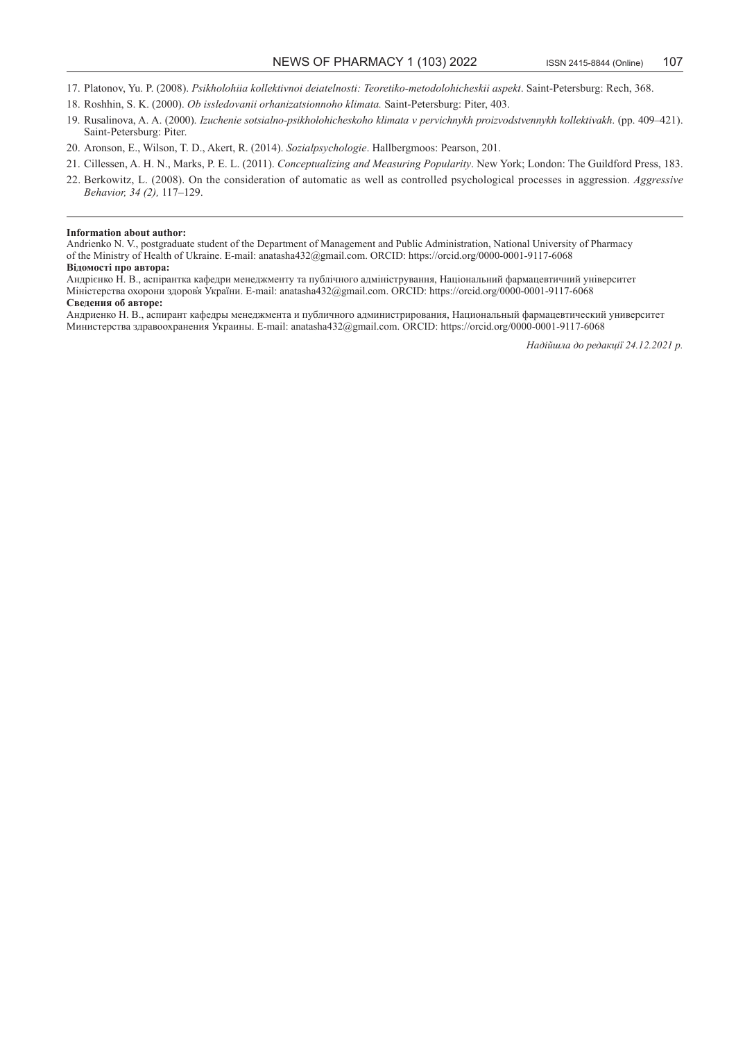17. Platonov, Yu. P. (2008). *Psikholohiia kollektivnoi deiatelnosti: Teoretiko-metodolohicheskii aspekt*. Saint-Petersburg: Rech, 368.
18. Roshhin, S. K. (2000). *Ob issledovanii orhanizatsionnoho klimata.* Saint-Petersburg: Piter, 403.
19. Rusalinova, A. A. (2000). *Izuchenie sotsialno-psikholohicheskoho klimata v pervichnykh proizvodstvennykh kollektivakh*. (pp. 409–421). Saint-Petersburg: Piter.
20. Aronson, E., Wilson, T. D., Akert, R. (2014). *Sozialpsychologie*. Hallbergmoos: Pearson, 201.
21. Cillessen, A. H. N., Marks, P. E. L. (2011). *Conceptualizing and Measuring Popularity*. New York; London: The Guildford Press, 183.
22. Berkowitz, L. (2008). On the consideration of automatic as well as controlled psychological processes in aggression. *Aggressive Behavior, 34 (2),* 117–129.

**Information about author:**
Andrienko N. V., postgraduate student of the Department of Management and Public Administration, National University of Pharmacy of the Ministry of Health of Ukraine. E-mail: anatasha432@gmail.com. ORCID: https://orcid.org/0000-0001-9117-6068

**Відомості про автора:**
Андрієнко Н. В., аспірантка кафедри менеджменту та публічного адміністрування, Національний фармацевтичний університет Міністерства охорони здоров'я України. E-mail: anatasha432@gmail.com. ORCID: https://orcid.org/0000-0001-9117-6068

**Сведения об авторе:**
Андриенко Н. В., аспирант кафедры менеджмента и публичного администрирования, Национальный фармацевтический университет Министерства здравоохранения Украины. E-mail: anatasha432@gmail.com. ORCID: https://orcid.org/0000-0001-9117-6068

*Надійшла до редакції 24.12.2021 р.*